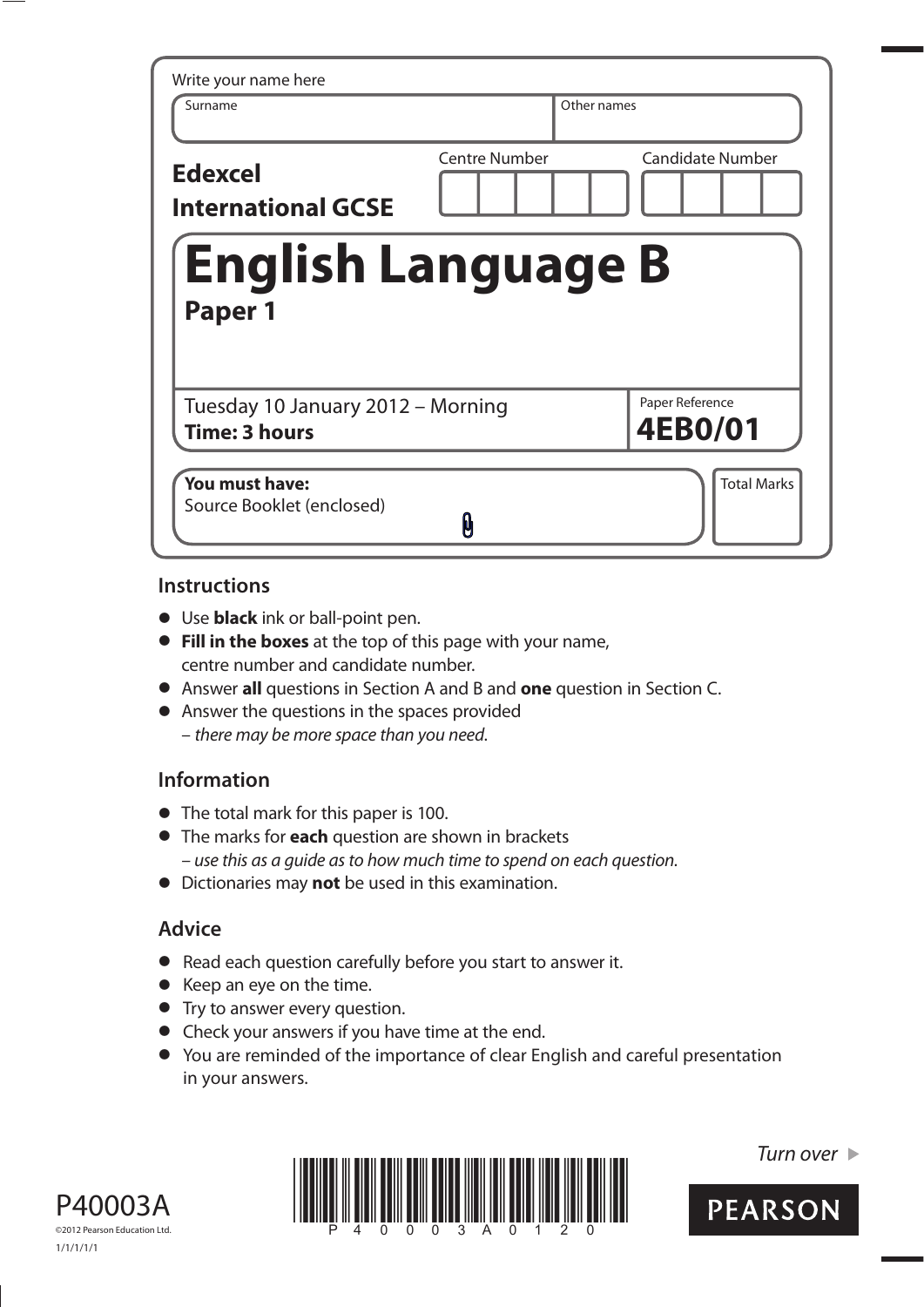Write your name here

| Surname | Other names |
|---|---|
| | |

**Edexcel International GCSE**

| Centre Number | Candidate Number |
|---|---|
| | |

# English Language B

## Paper 1

| Tuesday 10 January 2012 – Morning **Time: 3 hours** | Paper Reference **4EB0/01** |
|---|---|

| **You must have:** Source Booklet (enclosed) | Total Marks |
|---|---|

## Instructions

- Use **black** ink or ball-point pen.
- **Fill in the boxes** at the top of this page with your name, centre number and candidate number.
- Answer **all** questions in Section A and B and **one** question in Section C.
- Answer the questions in the spaces provided – *there may be more space than you need.*

## Information

- The total mark for this paper is 100.
- The marks for **each** question are shown in brackets – *use this as a guide as to how much time to spend on each question.*
- Dictionaries may **not** be used in this examination.

## Advice

- Read each question carefully before you start to answer it.
- Keep an eye on the time.
- Try to answer every question.
- Check your answers if you have time at the end.
- You are reminded of the importance of clear English and careful presentation in your answers.

*Turn over* ▶

P40003A

©2012 Pearson Education Ltd.

1/1/1/1/1

PEARSON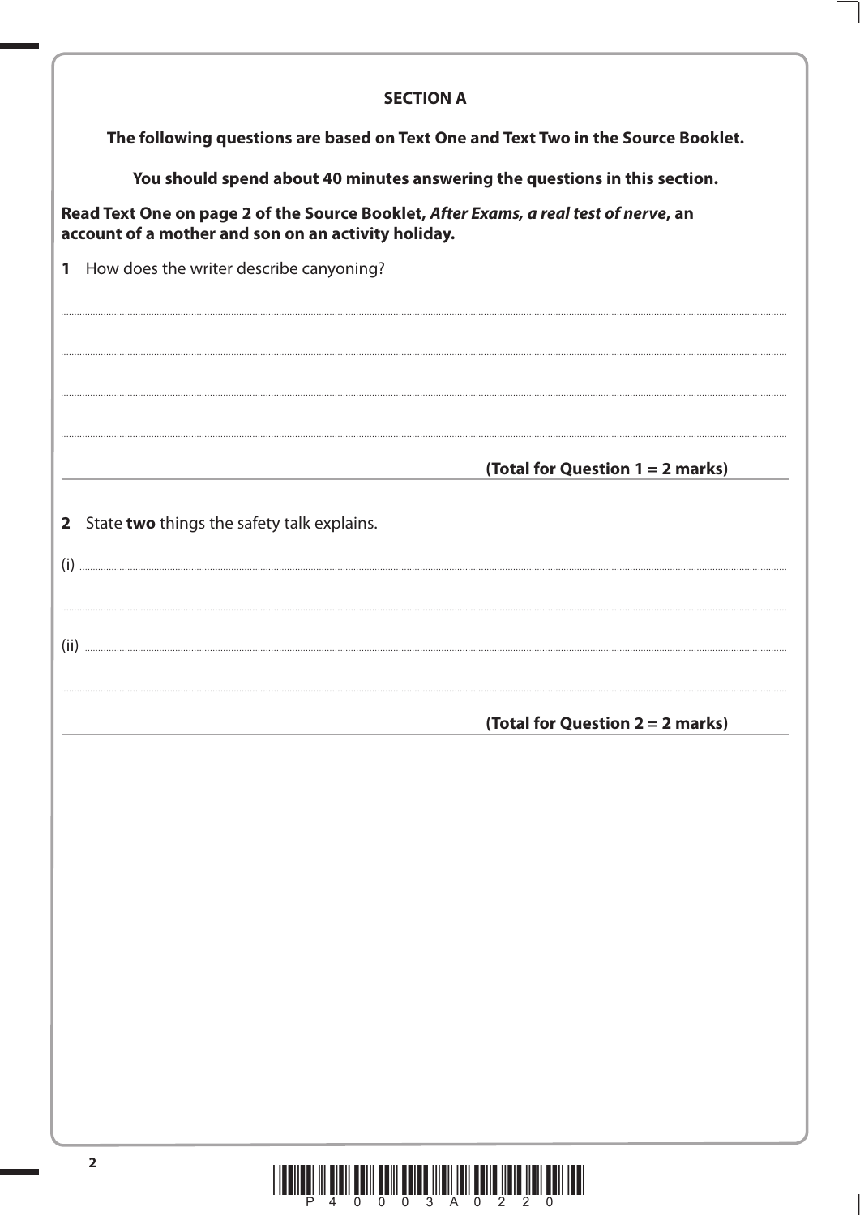## SECTION A

**The following questions are based on Text One and Text Two in the Source Booklet.**

**You should spend about 40 minutes answering the questions in this section.**

**Read Text One on page 2 of the Source Booklet, *After Exams, a real test of nerve*, an account of a mother and son on an activity holiday.**

**1** How does the writer describe canyoning?

**(Total for Question 1 = 2 marks)**

**2** State **two** things the safety talk explains.

(i)

(ii)

**(Total for Question 2 = 2 marks)**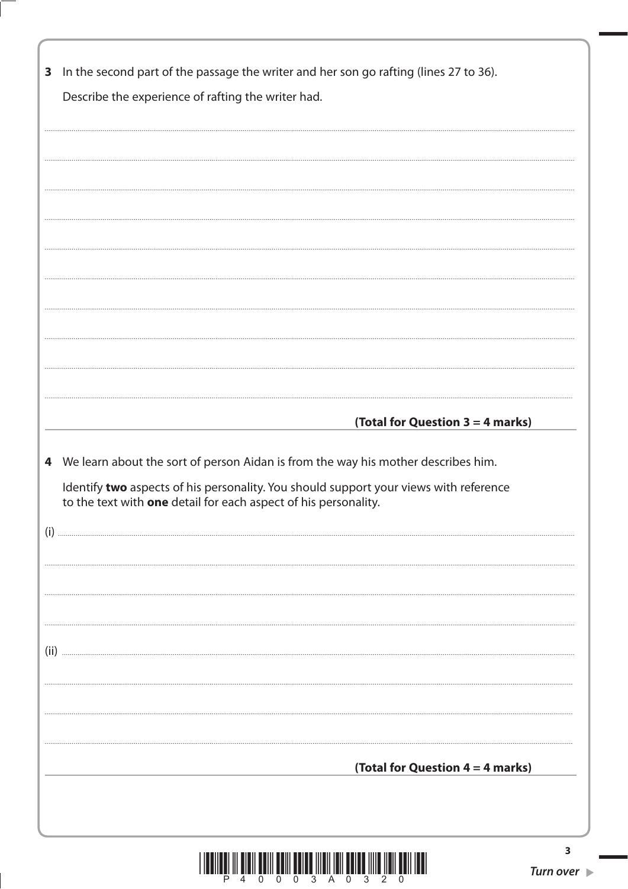**3** In the second part of the passage the writer and her son go rafting (lines 27 to 36).

Describe the experience of rafting the writer had.

..................................................................................................................................................................................................................

..................................................................................................................................................................................................................

..................................................................................................................................................................................................................

..................................................................................................................................................................................................................

..................................................................................................................................................................................................................

..................................................................................................................................................................................................................

..................................................................................................................................................................................................................

..................................................................................................................................................................................................................

..................................................................................................................................................................................................................

..................................................................................................................................................................................................................

**(Total for Question 3 = 4 marks)**

**4** We learn about the sort of person Aidan is from the way his mother describes him.

Identify **two** aspects of his personality. You should support your views with reference to the text with **one** detail for each aspect of his personality.

(i) ..............................................................................................................................................................................................................

..................................................................................................................................................................................................................

..................................................................................................................................................................................................................

..................................................................................................................................................................................................................

(ii) .............................................................................................................................................................................................................

..................................................................................................................................................................................................................

..................................................................................................................................................................................................................

..................................................................................................................................................................................................................

**(Total for Question 4 = 4 marks)**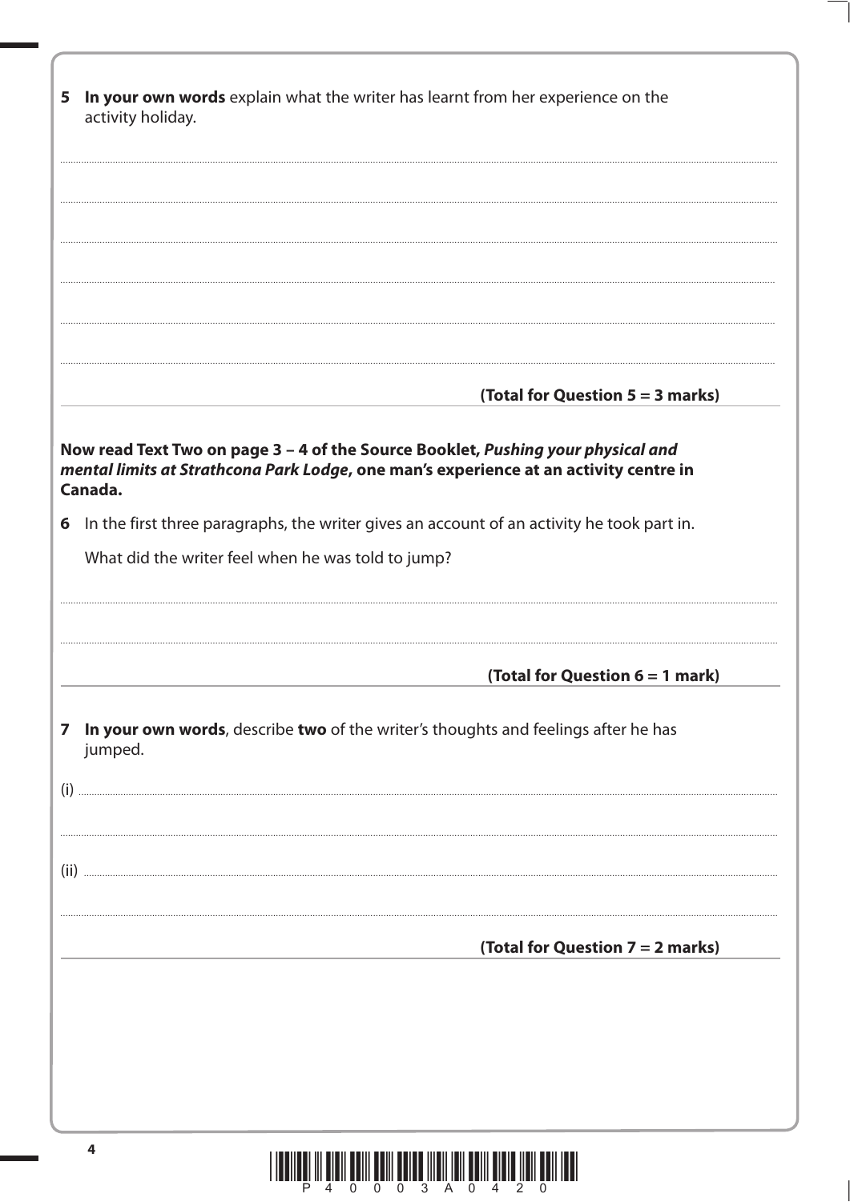**5** **In your own words** explain what the writer has learnt from her experience on the activity holiday.

.......................................................................................................................................................................................................

.......................................................................................................................................................................................................

.......................................................................................................................................................................................................

.......................................................................................................................................................................................................

.......................................................................................................................................................................................................

.......................................................................................................................................................................................................

**(Total for Question 5 = 3 marks)**

**Now read Text Two on page 3 – 4 of the Source Booklet, *Pushing your physical and mental limits at Strathcona Park Lodge*, one man's experience at an activity centre in Canada.**

**6** In the first three paragraphs, the writer gives an account of an activity he took part in.

What did the writer feel when he was told to jump?

.......................................................................................................................................................................................................

.......................................................................................................................................................................................................

**(Total for Question 6 = 1 mark)**

**7** **In your own words**, describe **two** of the writer's thoughts and feelings after he has jumped.

(i) ..................................................................................................................................................................................................

.......................................................................................................................................................................................................

(ii) .................................................................................................................................................................................................

.......................................................................................................................................................................................................

**(Total for Question 7 = 2 marks)**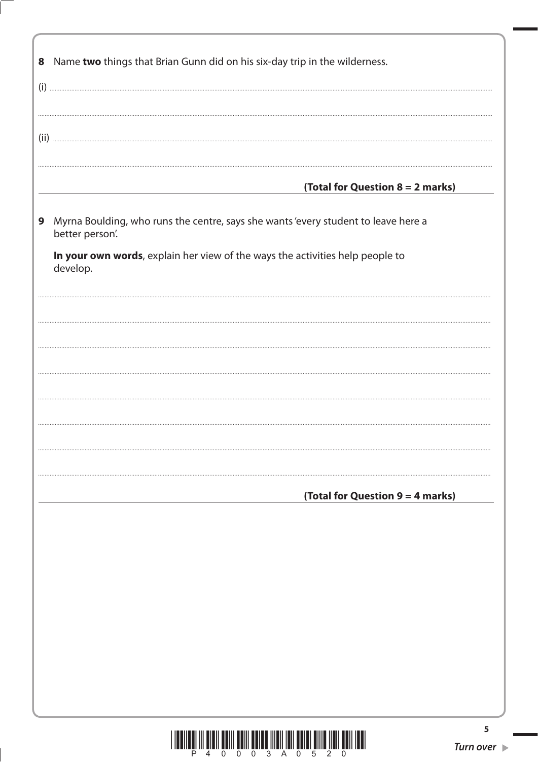**8** Name **two** things that Brian Gunn did on his six-day trip in the wilderness.

(i) ..................................................................................................................................................................

..................................................................................................................................................................

(ii) ..................................................................................................................................................................

..................................................................................................................................................................

**(Total for Question 8 = 2 marks)**

**9** Myrna Boulding, who runs the centre, says she wants 'every student to leave here a better person'.

**In your own words**, explain her view of the ways the activities help people to develop.

..................................................................................................................................................................

..................................................................................................................................................................

..................................................................................................................................................................

..................................................................................................................................................................

..................................................................................................................................................................

..................................................................................................................................................................

..................................................................................................................................................................

..................................................................................................................................................................

**(Total for Question 9 = 4 marks)**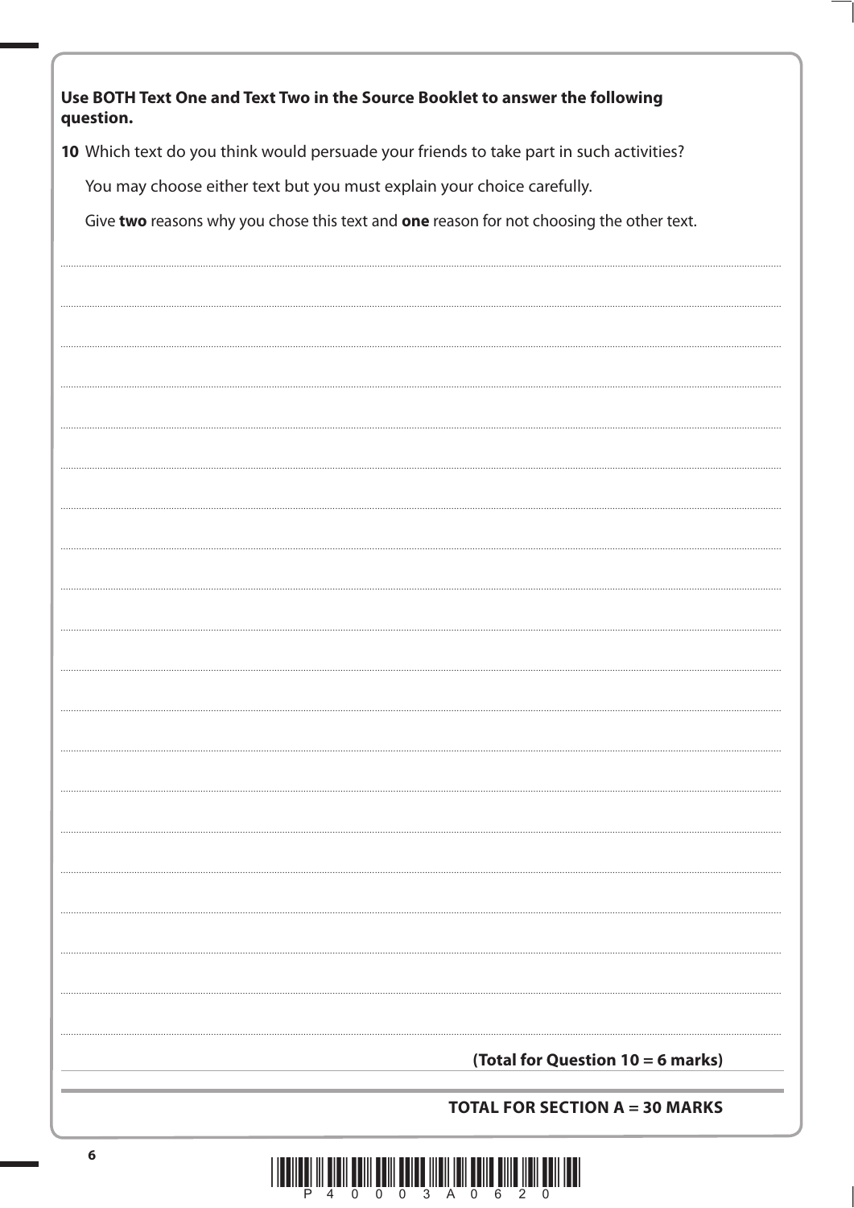**Use BOTH Text One and Text Two in the Source Booklet to answer the following question.**

**10** Which text do you think would persuade your friends to take part in such activities?

You may choose either text but you must explain your choice carefully.

Give **two** reasons why you chose this text and **one** reason for not choosing the other text.

**(Total for Question 10 = 6 marks)**

**TOTAL FOR SECTION A = 30 MARKS**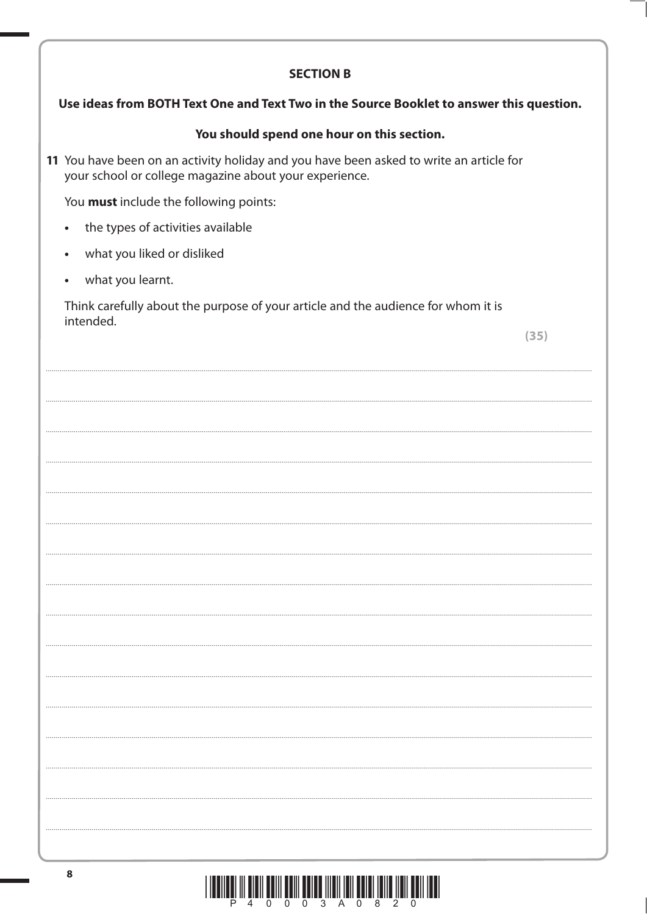## SECTION B

**Use ideas from BOTH Text One and Text Two in the Source Booklet to answer this question.**

**You should spend one hour on this section.**

**11** You have been on an activity holiday and you have been asked to write an article for your school or college magazine about your experience.

You **must** include the following points:

- the types of activities available
- what you liked or disliked
- what you learnt.

Think carefully about the purpose of your article and the audience for whom it is intended.

**(35)**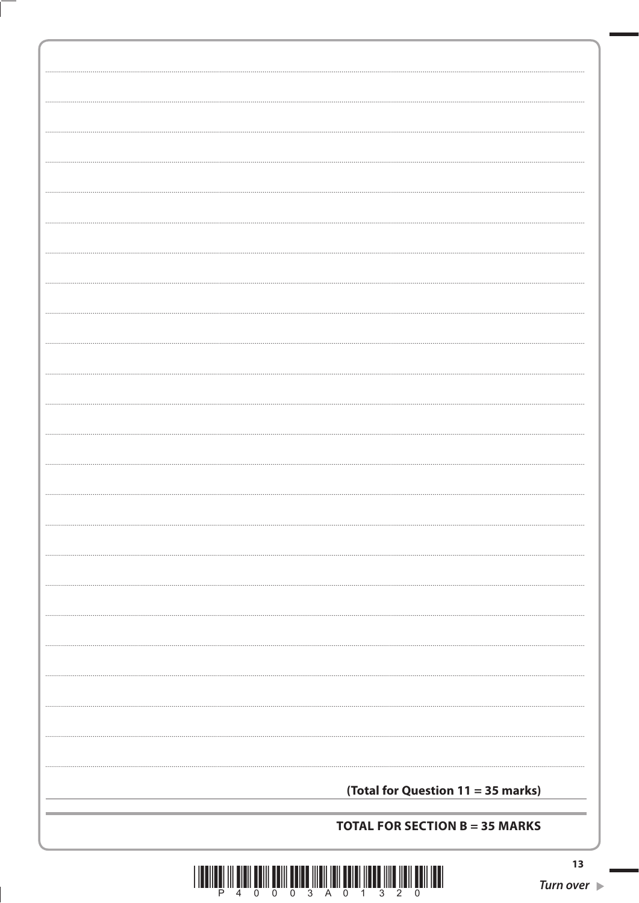**(Total for Question 11 = 35 marks)**

**TOTAL FOR SECTION B = 35 MARKS**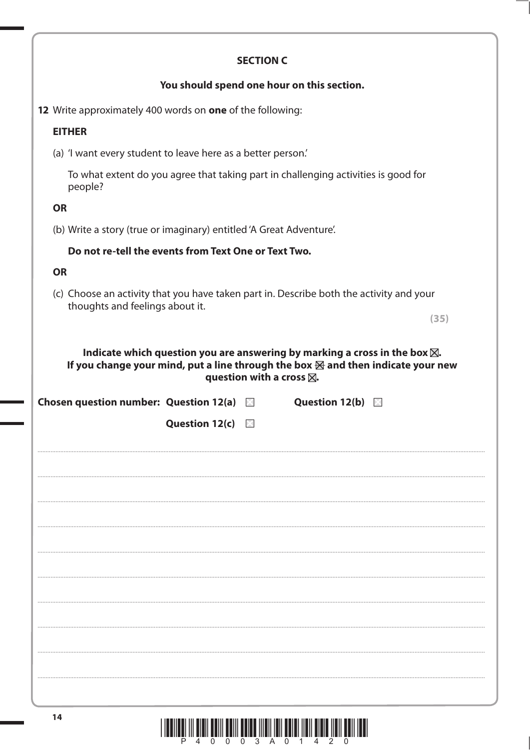## SECTION C

**You should spend one hour on this section.**

**12** Write approximately 400 words on **one** of the following:

**EITHER**

(a) 'I want every student to leave here as a better person.'

To what extent do you agree that taking part in challenging activities is good for people?

**OR**

(b) Write a story (true or imaginary) entitled 'A Great Adventure'.

**Do not re-tell the events from Text One or Text Two.**

**OR**

(c) Choose an activity that you have taken part in. Describe both the activity and your thoughts and feelings about it.

**(35)**

**Indicate which question you are answering by marking a cross in the box ☒. If you change your mind, put a line through the box ☒ and then indicate your new question with a cross ☒.**

**Chosen question number:** **Question 12(a)** ☐ **Question 12(b)** ☐

**Question 12(c)** ☐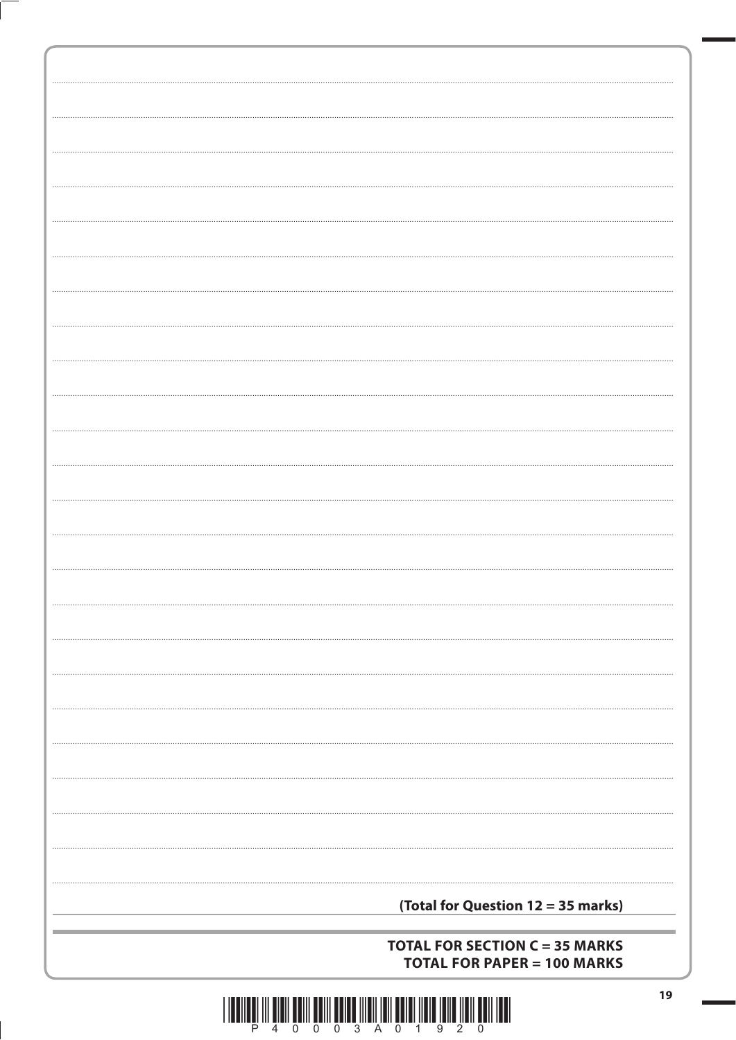**(Total for Question 12 = 35 marks)**

**TOTAL FOR SECTION C = 35 MARKS**
**TOTAL FOR PAPER = 100 MARKS**